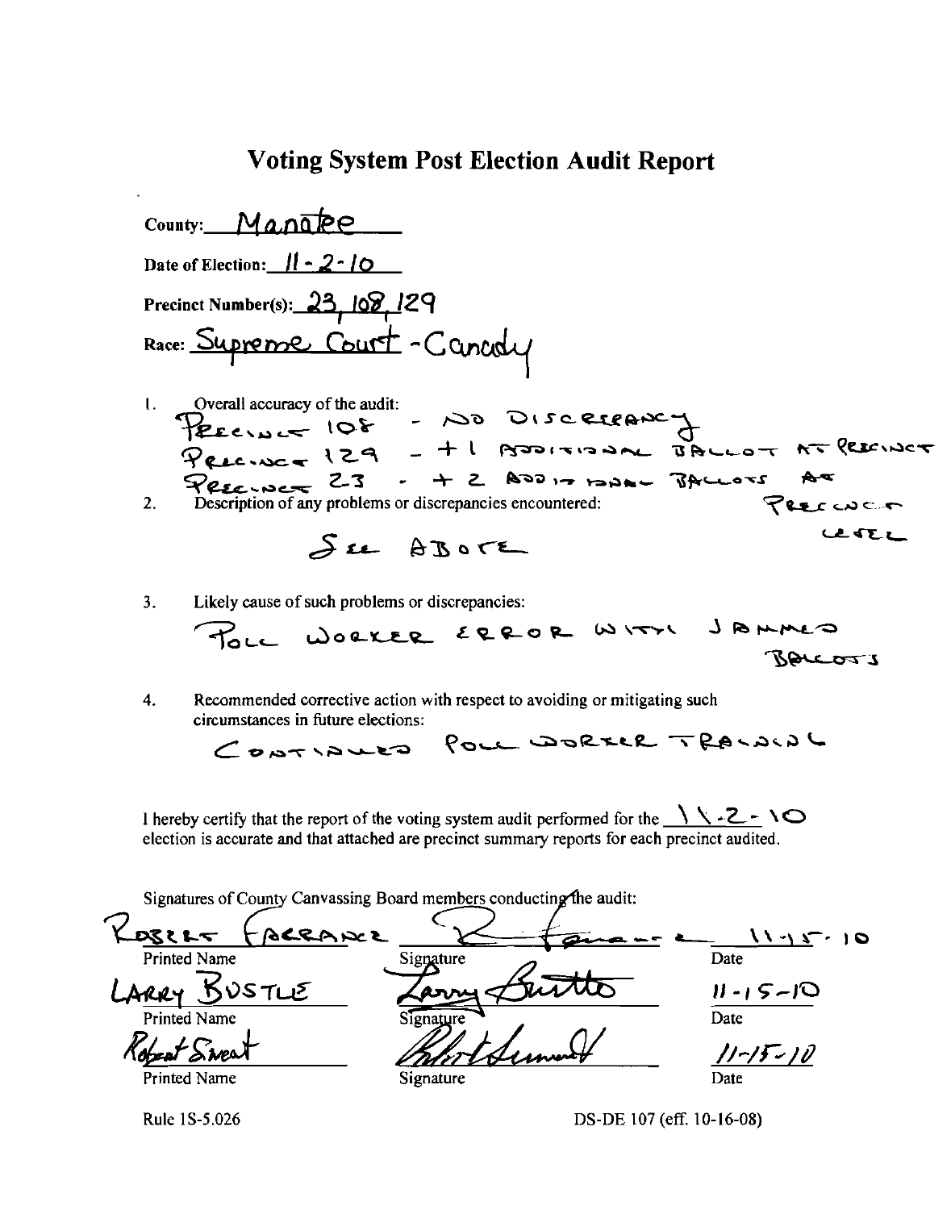# Voting System Post Election Audit Report

County: Manatee

Date of Election: 11-2-10

Precinct Number(s): 23, 108, 129

Race: Supreme Court - Canady

1. Overall accuracy of the audit:
   PRECINCT 108 - NO DISCREPANCY
   PRECINCT 129 - +1 ADDITIONAL BALLOT AT PRECINCT
   PRECINCT 23 - +2 ADDITIONAL BALLOTS AT PRECINCT LEVEL

2. Description of any problems or discrepancies encountered:

   SEE ABOVE

3. Likely cause of such problems or discrepancies:

   POLL WORKER ERROR WITH JAMMED BALLOTS

4. Recommended corrective action with respect to avoiding or mitigating such circumstances in future elections:

   CONTINUED POLL WORKER TRAINING

I hereby certify that the report of the voting system audit performed for the 11-2-10 election is accurate and that attached are precinct summary reports for each precinct audited.

Signatures of County Canvassing Board members conducting the audit:

| Printed Name | Signature | Date |
| --- | --- | --- |
| ROBERT FARRANCE | [signature] | 11-15-10 |
| LARRY BUSTLE | [signature] | 11-15-10 |
| Robert Sweat | [signature] | 11-15-10 |

Rule 1S-5.026

DS-DE 107 (eff. 10-16-08)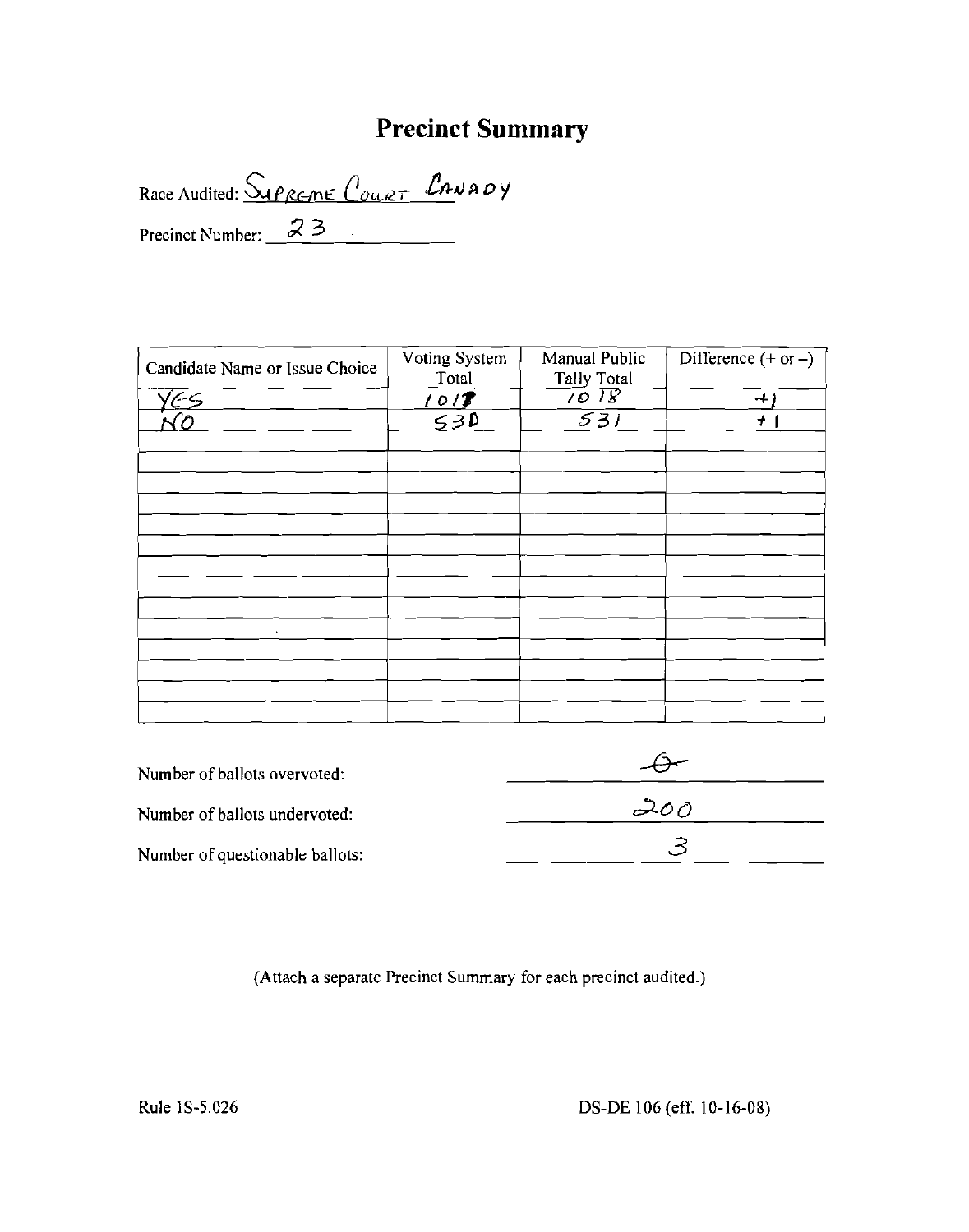# Precinct Summary

Race Audited: Supreme Court Canady

Precinct Number: 23

| Candidate Name or Issue Choice | Voting System Total | Manual Public Tally Total | Difference (+ or –) |
| --- | --- | --- | --- |
| YES | 1017 | 1018 | +1 |
| NO | 530 | 531 | +1 |
| | | | |
| | | | |
| | | | |
| | | | |
| | | | |
| | | | |
| | | | |
| | | | |
| | | | |
| | | | |
| | | | |
| | | | |
| | | | |

Number of ballots overvoted: 0

Number of ballots undervoted: 200

Number of questionable ballots: 3

(Attach a separate Precinct Summary for each precinct audited.)

Rule 1S-5.026

DS-DE 106 (eff. 10-16-08)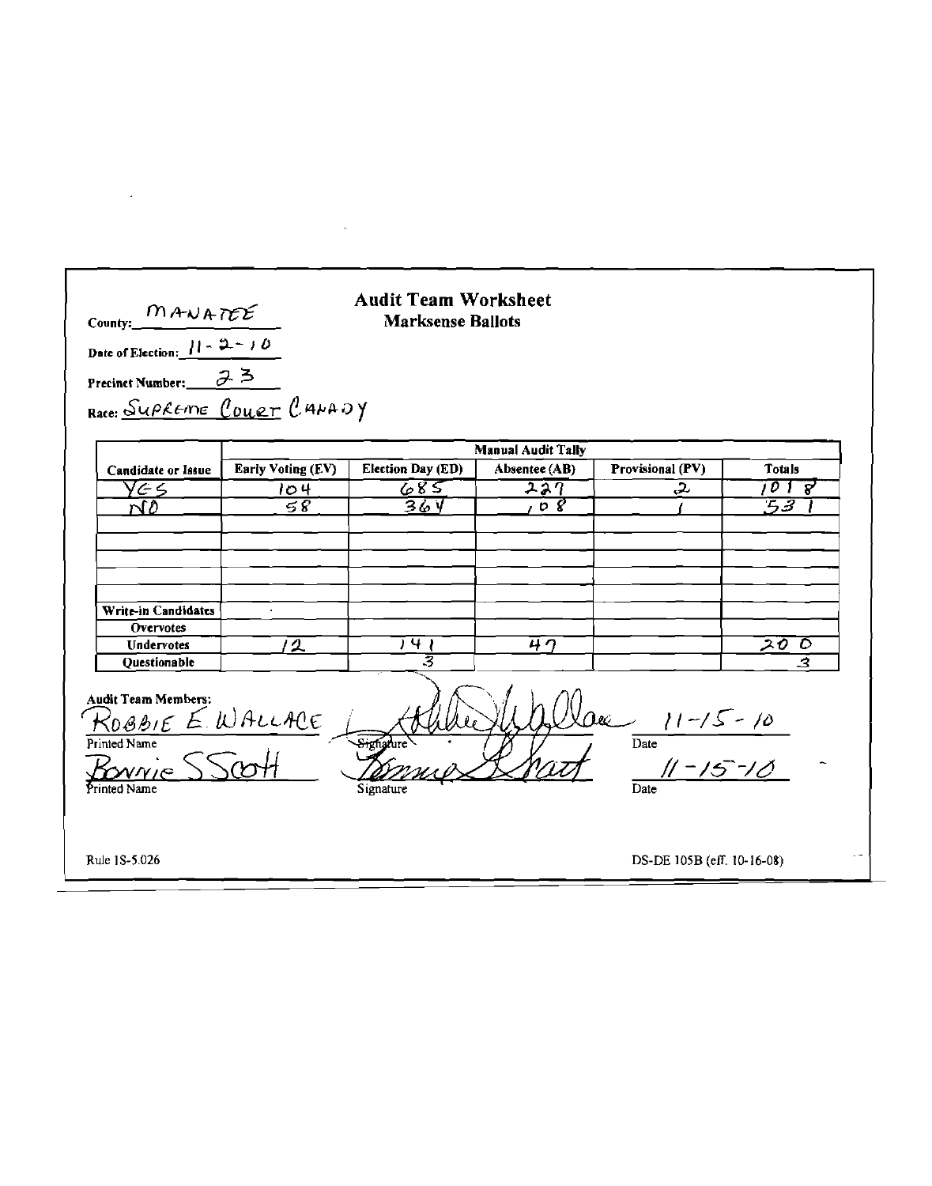# Audit Team Worksheet

## Marksense Ballots

County: MANATEE

Date of Election: 11-2-10

Precinct Number: 23

Race: SUPREME COURT CANADY

| Candidate or Issue | Manual Audit Tally | | | | |
|---|---|---|---|---|---|
| | Early Voting (EV) | Election Day (ED) | Absentee (AB) | Provisional (PV) | Totals |
| YES | 104 | 685 | 227 | 2 | 1018 |
| NO | 58 | 364 | 108 | 1 | 531 |
| | | | | | |
| | | | | | |
| | | | | | |
| | | | | | |
| | | | | | |
| Write-in Candidates | | | | | |
| Overvotes | | | | | |
| Undervotes | 12 | 141 | 47 | | 200 |
| Questionable | | 3 | | | 3 |

Audit Team Members:

| Printed Name | Signature | Date |
|---|---|---|
| ROBBIE E. WALLACE | (signature) | 11-15-10 |
| Bonnie S Scott | (signature) | 11-15-10 |

Rule 1S-5.026

DS-DE 105B (eff. 10-16-08)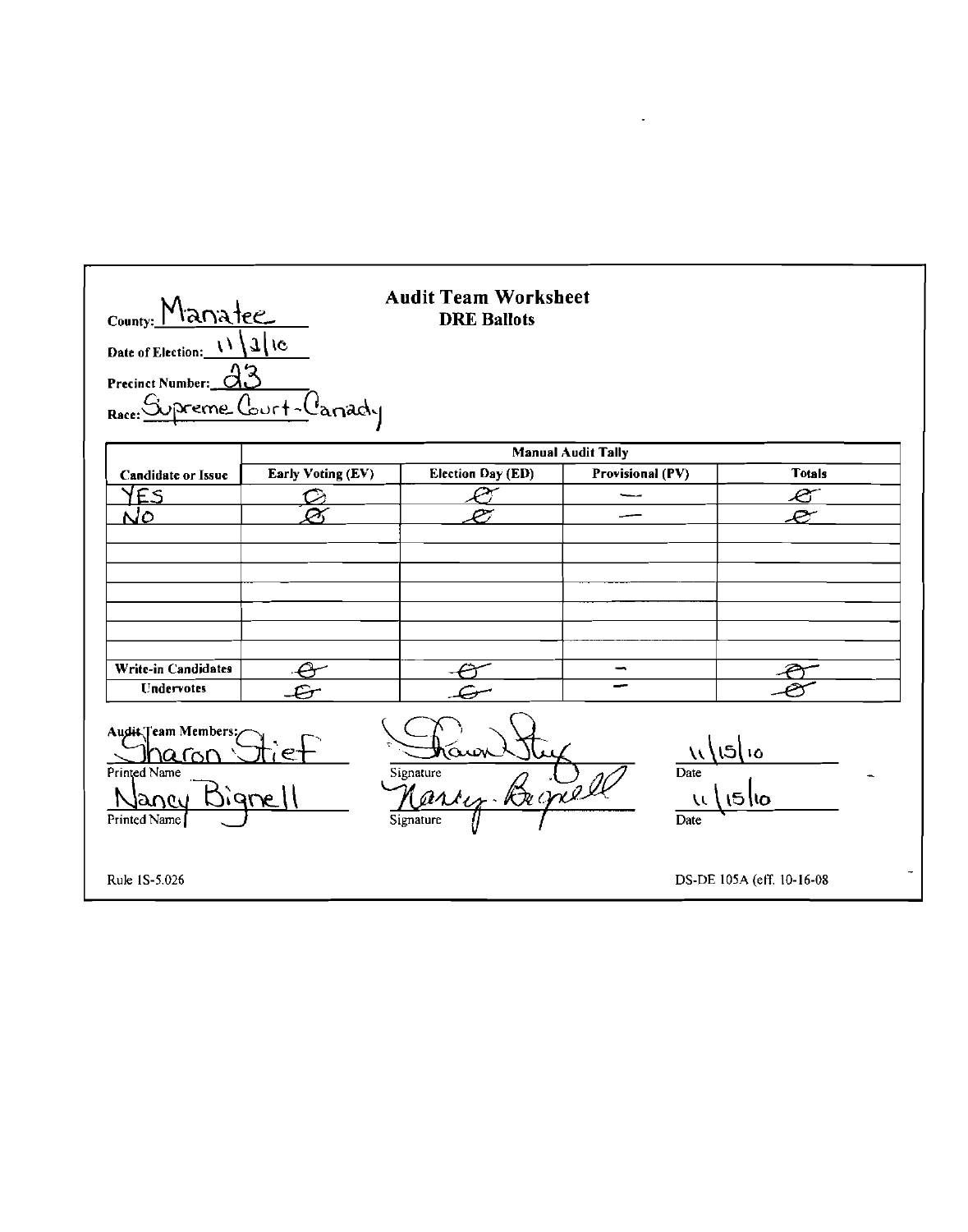County: Manatee

# Audit Team Worksheet
## DRE Ballots

Date of Election: 11/2/10

Precinct Number: 23

Race: Supreme Court - Canady

| | Manual Audit Tally | | | |
|---|---|---|---|---|
| **Candidate or Issue** | **Early Voting (EV)** | **Election Day (ED)** | **Provisional (PV)** | **Totals** |
| YES | 0 | 0 | — | 0 |
| NO | 0 | 0 | — | 0 |
| | | | | |
| | | | | |
| | | | | |
| | | | | |
| | | | | |
| | | | | |
| | | | | |
| **Write-in Candidates** | 0 | 0 | — | 0 |
| **Undervotes** | 0 | 0 | — | 0 |

Audit Team Members:

| Printed Name | Signature | Date |
|---|---|---|
| Sharon Stief | Sharon Stief | 11/15/10 |
| Nancy Bignell | Nancy Bignell | 11/15/10 |

Rule 1S-5.026

DS-DE 105A (eff. 10-16-08)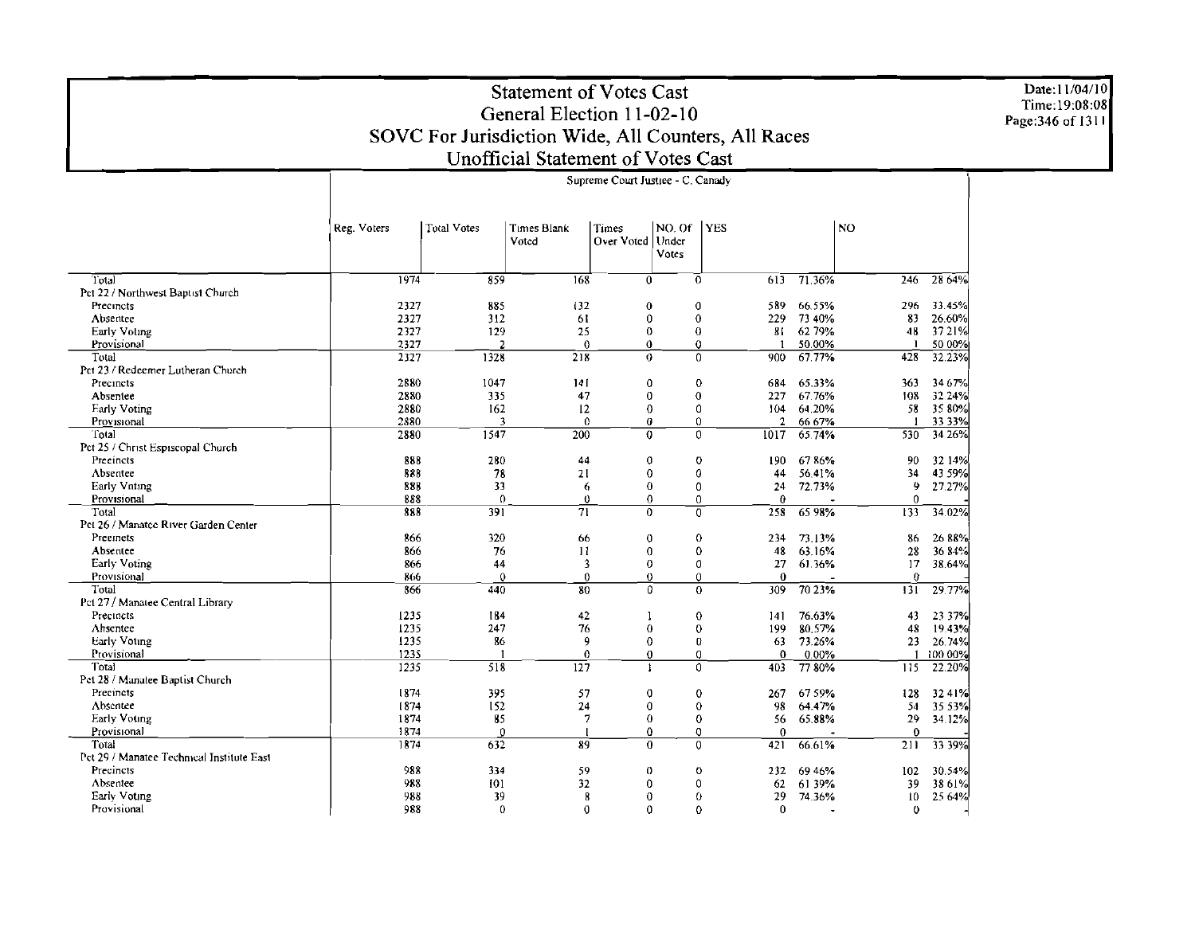# Statement of Votes Cast
## General Election 11-02-10
## SOVC For Jurisdiction Wide, All Counters, All Races
## Unofficial Statement of Votes Cast

Date:11/04/10
Time:19:08:08
Page:346 of 1311

| | Supreme Court Justice - C. Canady | | | | | | | | |
|---|---|---|---|---|---|---|---|---|---|
| | Reg. Voters | Total Votes | Times Blank Voted | Times Over Voted | NO. Of Under Votes | YES | | NO | |
| Total | 1974 | 859 | 168 | 0 | 0 | 613 | 71.36% | 246 | 28 64% |
| Pct 22 / Northwest Baptist Church | | | | | | | | | |
| Precincts | 2327 | 885 | 132 | 0 | 0 | 589 | 66.55% | 296 | 33.45% |
| Absentee | 2327 | 312 | 61 | 0 | 0 | 229 | 73 40% | 83 | 26.60% |
| Early Voting | 2327 | 129 | 25 | 0 | 0 | 81 | 62 79% | 48 | 37 21% |
| Provisional | 2327 | 2 | 0 | 0 | 0 | 1 | 50.00% | 1 | 50 00% |
| Total | 2327 | 1328 | 218 | 0 | 0 | 900 | 67.77% | 428 | 32.23% |
| Pct 23 / Redeemer Lutheran Church | | | | | | | | | |
| Precincts | 2880 | 1047 | 141 | 0 | 0 | 684 | 65.33% | 363 | 34 67% |
| Absentee | 2880 | 335 | 47 | 0 | 0 | 227 | 67.76% | 108 | 32 24% |
| Early Voting | 2880 | 162 | 12 | 0 | 0 | 104 | 64.20% | 58 | 35 80% |
| Provisional | 2880 | 3 | 0 | 0 | 0 | 2 | 66 67% | 1 | 33 33% |
| Total | 2880 | 1547 | 200 | 0 | 0 | 1017 | 65.74% | 530 | 34 26% |
| Pct 25 / Christ Espiscopal Church | | | | | | | | | |
| Precincts | 888 | 280 | 44 | 0 | 0 | 190 | 67 86% | 90 | 32 14% |
| Absentee | 888 | 78 | 21 | 0 | 0 | 44 | 56.41% | 34 | 43 59% |
| Early Voting | 888 | 33 | 6 | 0 | 0 | 24 | 72.73% | 9 | 27.27% |
| Provisional | 888 | 0 | 0 | 0 | 0 | 0 | - | 0 | - |
| Total | 888 | 391 | 71 | 0 | 0 | 258 | 65 98% | 133 | 34.02% |
| Pct 26 / Manatee River Garden Center | | | | | | | | | |
| Precincts | 866 | 320 | 66 | 0 | 0 | 234 | 73.13% | 86 | 26 88% |
| Absentee | 866 | 76 | 11 | 0 | 0 | 48 | 63.16% | 28 | 36 84% |
| Early Voting | 866 | 44 | 3 | 0 | 0 | 27 | 61.36% | 17 | 38.64% |
| Provisional | 866 | 0 | 0 | 0 | 0 | 0 | - | 0 | - |
| Total | 866 | 440 | 80 | 0 | 0 | 309 | 70 23% | 131 | 29.77% |
| Pct 27 / Manatee Central Library | | | | | | | | | |
| Precincts | 1235 | 184 | 42 | 1 | 0 | 141 | 76.63% | 43 | 23 37% |
| Absentee | 1235 | 247 | 76 | 0 | 0 | 199 | 80.57% | 48 | 19.43% |
| Early Voting | 1235 | 86 | 9 | 0 | 0 | 63 | 73.26% | 23 | 26.74% |
| Provisional | 1235 | 1 | 0 | 0 | 0 | 0 | 0.00% | 1 | 100 00% |
| Total | 1235 | 518 | 127 | 1 | 0 | 403 | 77 80% | 115 | 22.20% |
| Pct 28 / Manatee Baptist Church | | | | | | | | | |
| Precincts | 1874 | 395 | 57 | 0 | 0 | 267 | 67 59% | 128 | 32 41% |
| Absentee | 1874 | 152 | 24 | 0 | 0 | 98 | 64.47% | 54 | 35 53% |
| Early Voting | 1874 | 85 | 7 | 0 | 0 | 56 | 65.88% | 29 | 34.12% |
| Provisional | 1874 | 0 | 1 | 0 | 0 | 0 | - | 0 | - |
| Total | 1874 | 632 | 89 | 0 | 0 | 421 | 66.61% | 211 | 33 39% |
| Pct 29 / Manatee Technical Institute East | | | | | | | | | |
| Precincts | 988 | 334 | 59 | 0 | 0 | 232 | 69 46% | 102 | 30.54% |
| Absentee | 988 | 101 | 32 | 0 | 0 | 62 | 61 39% | 39 | 38 61% |
| Early Voting | 988 | 39 | 8 | 0 | 0 | 29 | 74.36% | 10 | 25 64% |
| Provisional | 988 | 0 | 0 | 0 | 0 | 0 | - | 0 | - |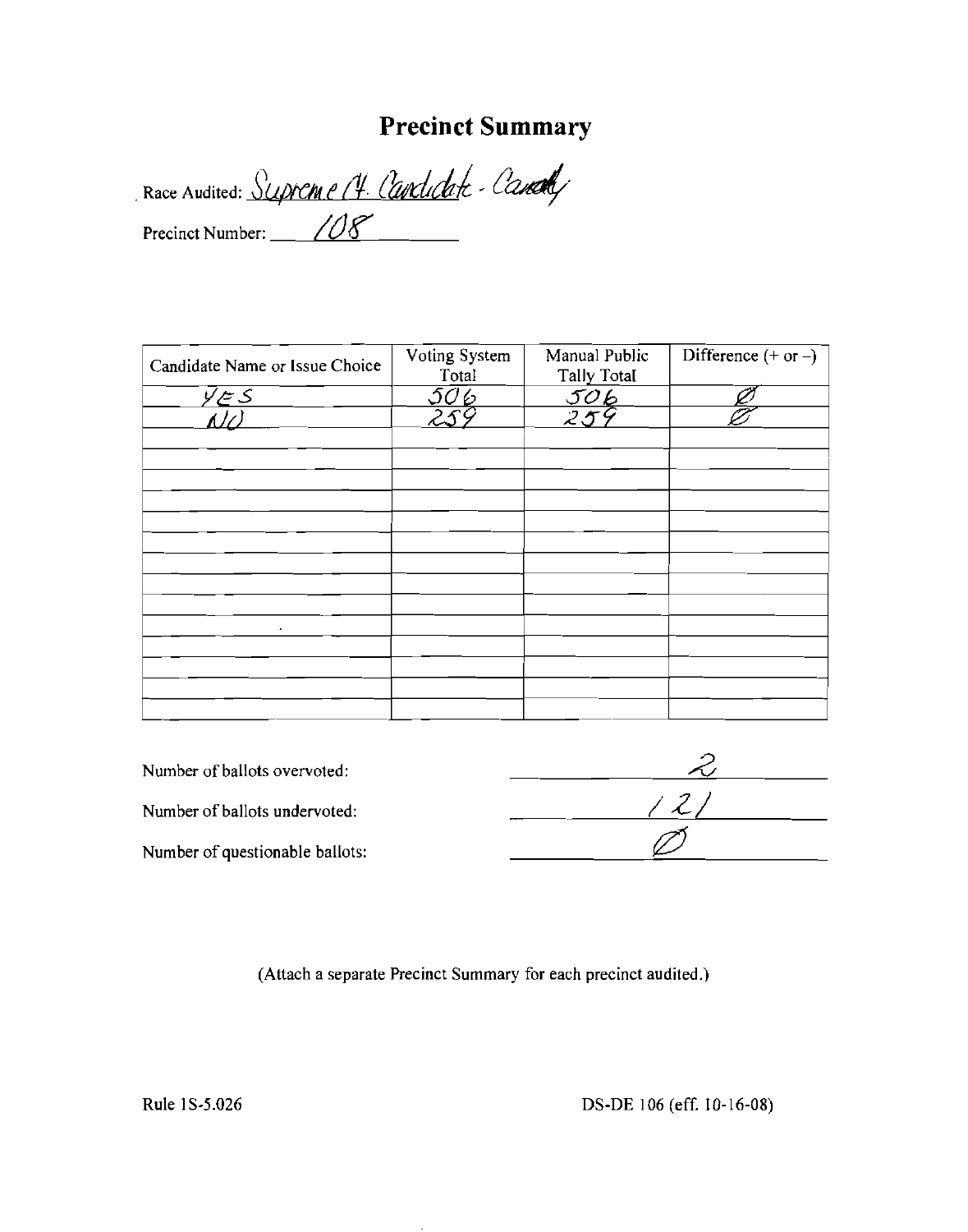# Precinct Summary

Race Audited: Supreme Ct. Candidate - Canady

Precinct Number: 108

| Candidate Name or Issue Choice | Voting System Total | Manual Public Tally Total | Difference (+ or –) |
|---|---|---|---|
| YES | 506 | 506 | Ø |
| NO | 259 | 259 | Ø |
| | | | |
| | | | |
| | | | |
| | | | |
| | | | |
| | | | |
| | | | |
| | | | |
| | | | |
| | | | |
| | | | |
| | | | |

Number of ballots overvoted: 2

Number of ballots undervoted: 121

Number of questionable ballots: Ø

(Attach a separate Precinct Summary for each precinct audited.)

Rule 1S-5.026 DS-DE 106 (eff. 10-16-08)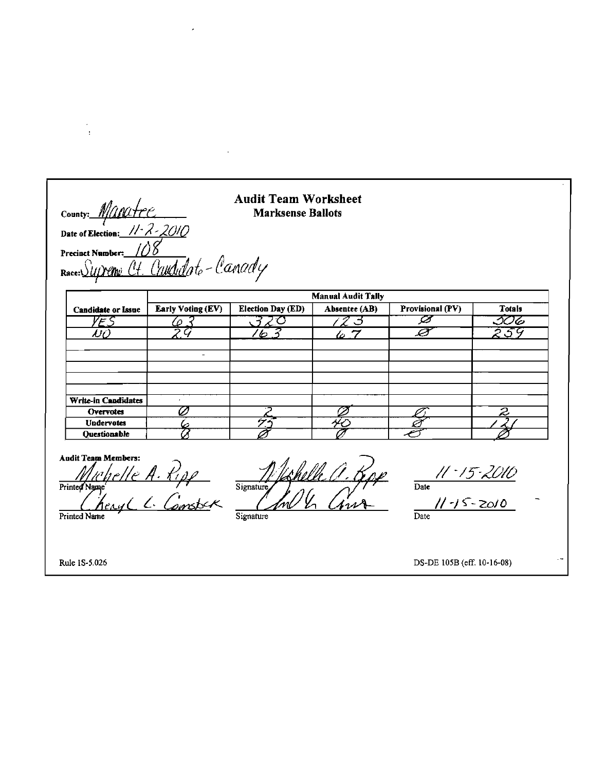# Audit Team Worksheet

## Marksense Ballots

County: Manatee

Date of Election: 11-2-2010

Precinct Number: 108

Race: Supreme Ct. Candidate - Canady

| Candidate or Issue | Manual Audit Tally | | | | |
|---|---|---|---|---|---|
| | Early Voting (EV) | Election Day (ED) | Absentee (AB) | Provisional (PV) | Totals |
| YES | 63 | 320 | 123 | Ø | 506 |
| NO | 29 | 163 | 67 | Ø | 259 |
| | | | | | |
| | - | | | | |
| | | | | | |
| | | | | | |
| | | | | | |
| Write-in Candidates | | | | | |
| Overvotes | Ø | 2 | Ø | Ø | 2 |
| Undervotes | 6 | 75 | 40 | Ø | 121 |
| Questionable | Ø | Ø | Ø | Ø | Ø |

**Audit Team Members:**

| Printed Name | Signature | Date |
|---|---|---|
| Michelle A. Ripp | Michelle A. Ripp | 11-15-2010 |
| Cheryl L. Comstock | Cheryl L. Comstock | 11-15-2010 |

Rule 1S-5.026

DS-DE 105B (eff. 10-16-08)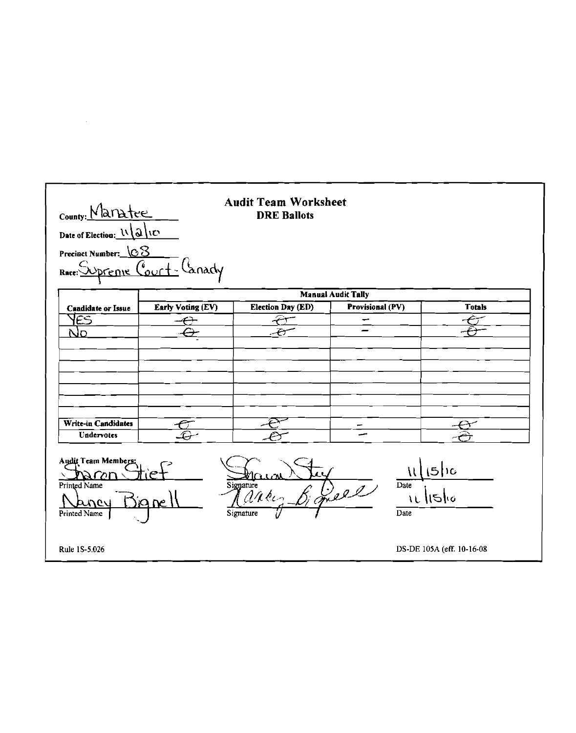County: Manatee

# Audit Team Worksheet
## DRE Ballots

Date of Election: 11/2/10

Precinct Number: 68

Race: Supreme Court - Canady

| Candidate or Issue | Manual Audit Tally | | | |
|---|---|---|---|---|
| | Early Voting (EV) | Election Day (ED) | Provisional (PV) | Totals |
| YES | 0 | 0 | – | 0 |
| NO | 0 | 0 | – | 0 |
| | | | | |
| | | | | |
| | | | | |
| | | | | |
| | | | | |
| | | | | |
| Write-in Candidates | 0 | 0 | – | 0 |
| Undervotes | 0 | 0 | – | 0 |

Audit Team Members:

| Printed Name | Signature | Date |
|---|---|---|
| Sharon Stief | Sharon Stief | 11/15/10 |
| Nancy Bignell | Nancy Bignell | 11/15/10 |

Rule 1S-5.026

DS-DE 105A (eff. 10-16-08)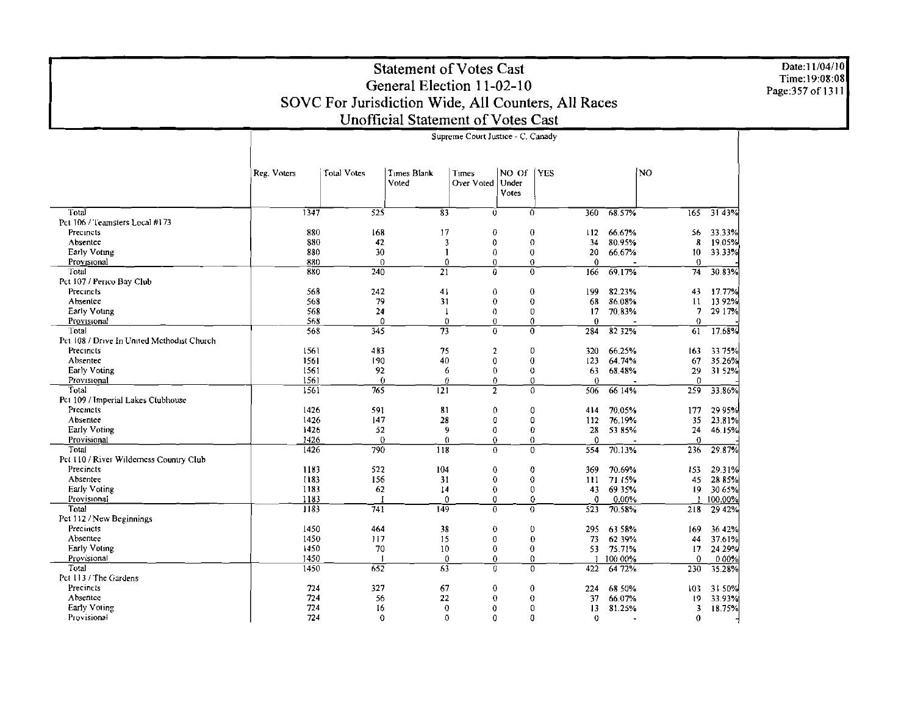# Statement of Votes Cast
## General Election 11-02-10
## SOVC For Jurisdiction Wide, All Counters, All Races
## Unofficial Statement of Votes Cast

Date:11/04/10
Time:19:08:08

Supreme Court Justice - C. Canady

| | Reg. Voters | Total Votes | Times Blank Voted | Times Over Voted | NO Of Under Votes | YES | | NO | |
|---|---|---|---|---|---|---|---|---|---|
| Total | 1347 | 525 | 83 | 0 | 0 | 360 | 68.57% | 165 | 31.43% |
| Pct 106 / Teamsters Local #173 | | | | | | | | | |
| Precincts | 880 | 168 | 17 | 0 | 0 | 112 | 66.67% | 56 | 33.33% |
| Absentee | 880 | 42 | 3 | 0 | 0 | 34 | 80.95% | 8 | 19.05% |
| Early Voting | 880 | 30 | 1 | 0 | 0 | 20 | 66.67% | 10 | 33.33% |
| Provisional | 880 | 0 | 0 | 0 | 0 | 0 | - | 0 | - |
| Total | 880 | 240 | 21 | 0 | 0 | 166 | 69.17% | 74 | 30.83% |
| Pct 107 / Perico Bay Club | | | | | | | | | |
| Precincts | 568 | 242 | 41 | 0 | 0 | 199 | 82.23% | 43 | 17.77% |
| Absentee | 568 | 79 | 31 | 0 | 0 | 68 | 86.08% | 11 | 13.92% |
| Early Voting | 568 | 24 | 1 | 0 | 0 | 17 | 70.83% | 7 | 29.17% |
| Provisional | 568 | 0 | 0 | 0 | 0 | 0 | - | 0 | - |
| Total | 568 | 345 | 73 | 0 | 0 | 284 | 82.32% | 61 | 17.68% |
| Pct 108 / Drive In United Methodist Church | | | | | | | | | |
| Precincts | 1561 | 483 | 75 | 2 | 0 | 320 | 66.25% | 163 | 33.75% |
| Absentee | 1561 | 190 | 40 | 0 | 0 | 123 | 64.74% | 67 | 35.26% |
| Early Voting | 1561 | 92 | 6 | 0 | 0 | 63 | 68.48% | 29 | 31.52% |
| Provisional | 1561 | 0 | 0 | 0 | 0 | 0 | - | 0 | - |
| Total | 1561 | 765 | 121 | 2 | 0 | 506 | 66.14% | 259 | 33.86% |
| Pct 109 / Imperial Lakes Clubhouse | | | | | | | | | |
| Precincts | 1426 | 591 | 81 | 0 | 0 | 414 | 70.05% | 177 | 29.95% |
| Absentee | 1426 | 147 | 28 | 0 | 0 | 112 | 76.19% | 35 | 23.81% |
| Early Voting | 1426 | 52 | 9 | 0 | 0 | 28 | 53.85% | 24 | 46.15% |
| Provisional | 1426 | 0 | 0 | 0 | 0 | 0 | - | 0 | - |
| Total | 1426 | 790 | 118 | 0 | 0 | 554 | 70.13% | 236 | 29.87% |
| Pct 110 / River Wilderness Country Club | | | | | | | | | |
| Precincts | 1183 | 522 | 104 | 0 | 0 | 369 | 70.69% | 153 | 29.31% |
| Absentee | 1183 | 156 | 31 | 0 | 0 | 111 | 71.15% | 45 | 28.85% |
| Early Voting | 1183 | 62 | 14 | 0 | 0 | 43 | 69.35% | 19 | 30.65% |
| Provisional | 1183 | 1 | 0 | 0 | 0 | 0 | 0.00% | 1 | 100.00% |
| Total | 1183 | 741 | 149 | 0 | 0 | 523 | 70.58% | 218 | 29.42% |
| Pct 112 / New Beginnings | | | | | | | | | |
| Precincts | 1450 | 464 | 38 | 0 | 0 | 295 | 63.58% | 169 | 36.42% |
| Absentee | 1450 | 117 | 15 | 0 | 0 | 73 | 62.39% | 44 | 37.61% |
| Early Voting | 1450 | 70 | 10 | 0 | 0 | 53 | 75.71% | 17 | 24.29% |
| Provisional | 1450 | 1 | 0 | 0 | 0 | 1 | 100.00% | 0 | 0.00% |
| Total | 1450 | 652 | 63 | 0 | 0 | 422 | 64.72% | 230 | 35.28% |
| Pct 113 / The Gardens | | | | | | | | | |
| Precincts | 724 | 327 | 67 | 0 | 0 | 224 | 68.50% | 103 | 31.50% |
| Absentee | 724 | 56 | 22 | 0 | 0 | 37 | 66.07% | 19 | 33.93% |
| Early Voting | 724 | 16 | 0 | 0 | 0 | 13 | 81.25% | 3 | 18.75% |
| Provisional | 724 | 0 | 0 | 0 | 0 | 0 | - | 0 | - |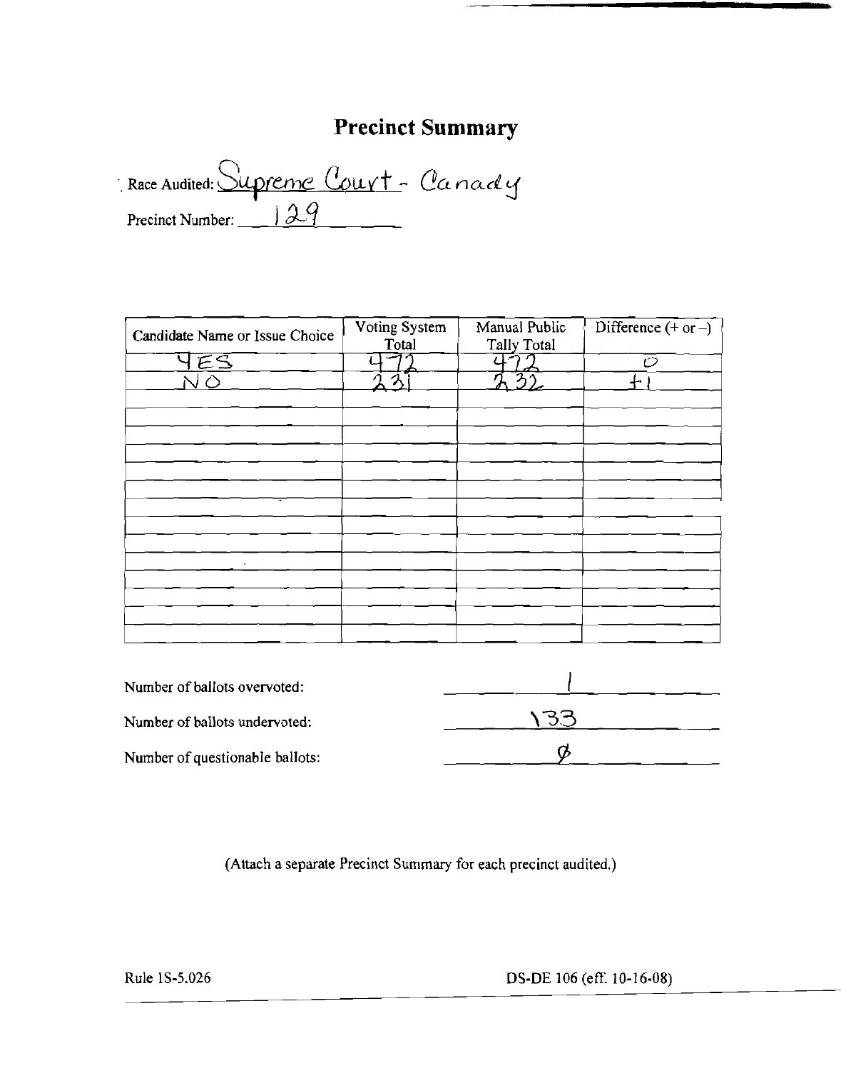# Precinct Summary

Race Audited: Supreme Court - Canady

Precinct Number: 129

| Candidate Name or Issue Choice | Voting System Total | Manual Public Tally Total | Difference (+ or –) |
|---|---|---|---|
| YES | 472 | 472 | 0 |
| NO | 231 | 232 | +1 |
| | | | |
| | | | |
| | | | |
| | | | |
| | | | |
| | | | |
| | | | |
| | | | |
| | | | |
| | | | |
| | | | |
| | | | |
| | | | |

Number of ballots overvoted: 1

Number of ballots undervoted: 133

Number of questionable ballots: Ø

(Attach a separate Precinct Summary for each precinct audited.)

Rule 1S-5.026 DS-DE 106 (eff. 10-16-08)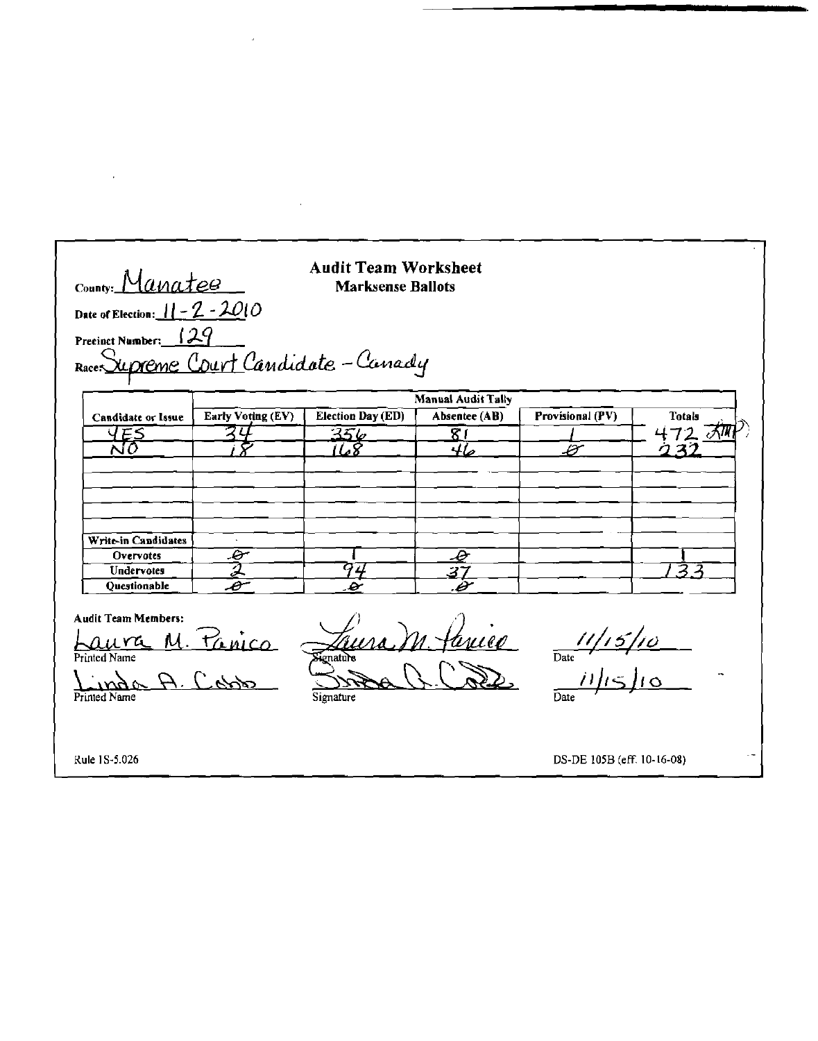County: Manatee

# Audit Team Worksheet
## Marksense Ballots

Date of Election: 11-2-2010

Precinct Number: 129

Race: Supreme Court Candidate – Canady

| | Manual Audit Tally | | | | |
|---|---|---|---|---|---|
| **Candidate or Issue** | **Early Voting (EV)** | **Election Day (ED)** | **Absentee (AB)** | **Provisional (PV)** | **Totals** |
| YES | 34 | 356 | 81 | 1 | 472 KMP |
| NO | 18 | 168 | 46 | 0 | 232 |
| | | | | | |
| | | | | | |
| | | | | | |
| | | | | | |
| | | | | | |
| **Write-in Candidates** | | | | | |
| **Overvotes** | 0 | 1 | 0 | | 1 |
| **Undervotes** | 2 | 94 | 37 | | 133 |
| **Questionable** | 0 | 0 | 0 | | |

**Audit Team Members:**

| Printed Name | Signature | Date |
|---|---|---|
| Laura M. Panico | Laura M. Panico | 11/15/10 |
| Linda A. Cobb | Linda A. Cobb | 11/15/10 |

Rule 1S-5.026

DS-DE 105B (eff. 10-16-08)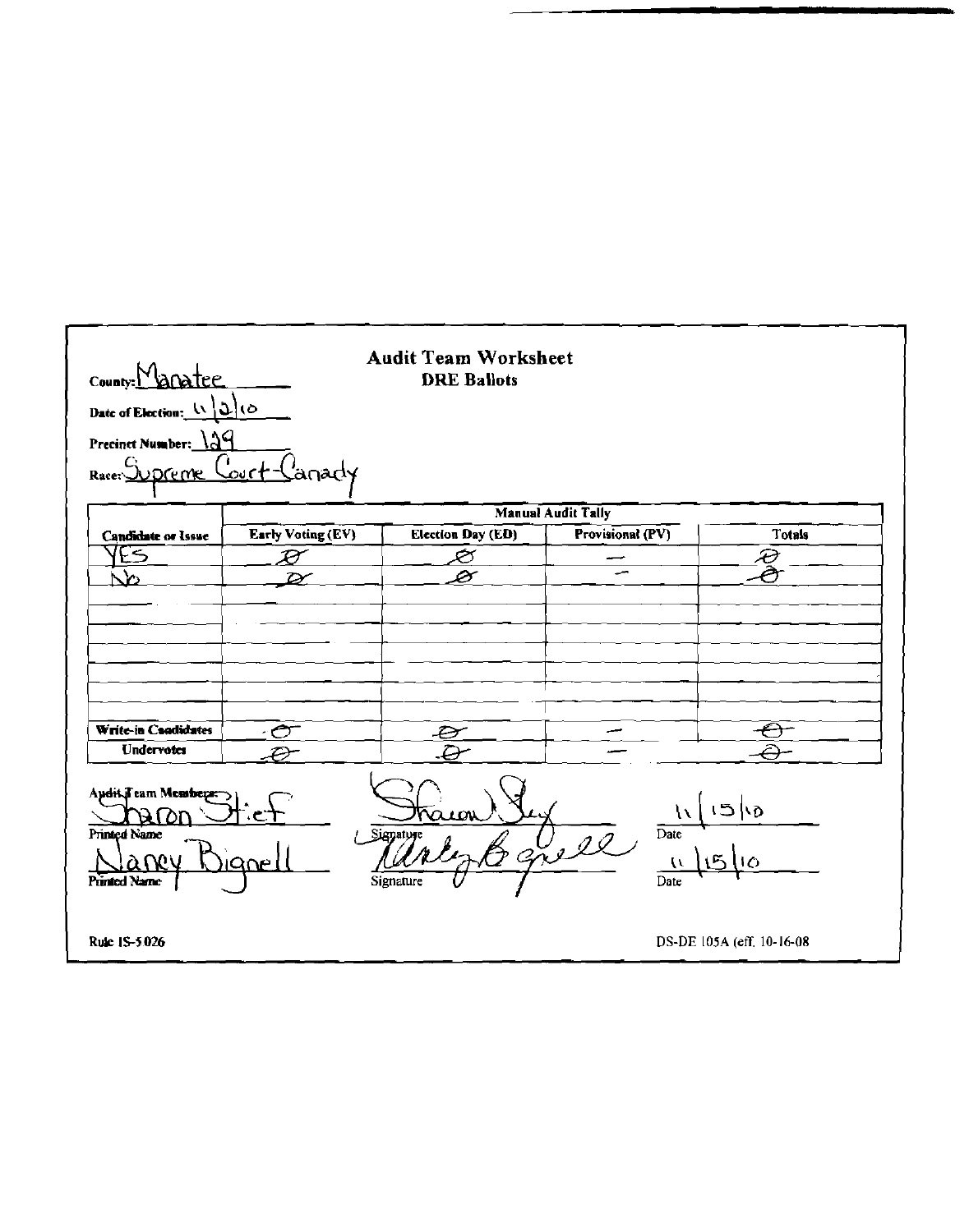County: Manatee

# Audit Team Worksheet
## DRE Ballots

Date of Election: 11/2/10

Precinct Number: 129

Race: Supreme Court-Canady

| Candidate or Issue | Manual Audit Tally | | | |
|---|---|---|---|---|
| | Early Voting (EV) | Election Day (ED) | Provisional (PV) | Totals |
| YES | Ø | Ø | — | Ø |
| No | Ø | Ø | — | Ø |
| | | | | |
| | | | | |
| | | | | |
| | | | | |
| | | | | |
| | | | | |
| Write-in Candidates | Ø | Ø | — | Ø |
| Undervotes | Ø | Ø | — | Ø |

Audit Team Members:

| Printed Name | Signature | Date |
|---|---|---|
| Sharon Stief | Sharon Stief | 11/15/10 |
| Nancy Bignell | Nancy B Bignell | 11/15/10 |

Rule 1S-5.026

DS-DE 105A (eff. 10-16-08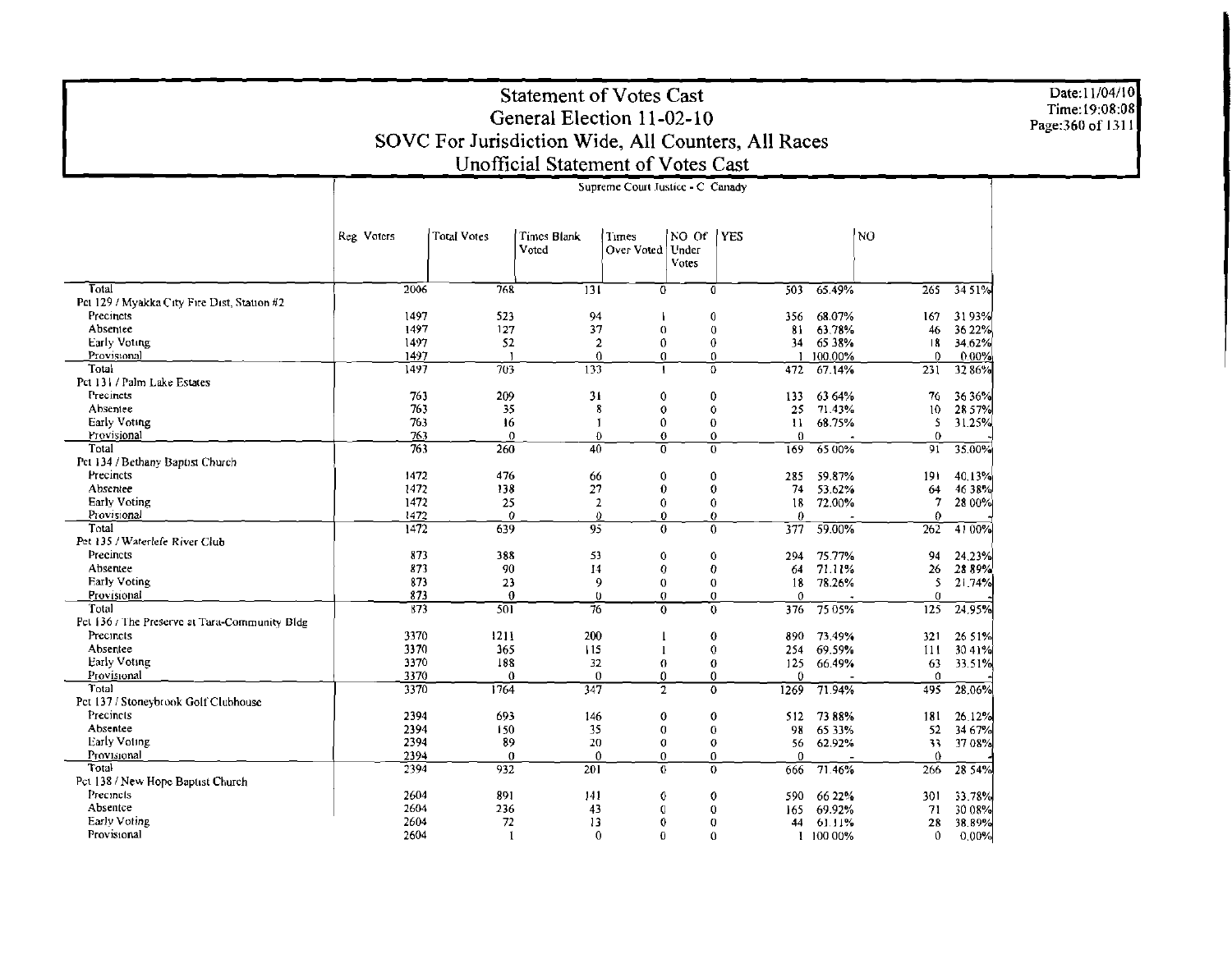# Statement of Votes Cast
## General Election 11-02-10
## SOVC For Jurisdiction Wide, All Counters, All Races
## Unofficial Statement of Votes Cast

Date:11/04/10
Time:19:08:08
Page:360 of 1311

Supreme Court Justice - C Canady

| | Reg Voters | Total Votes | Times Blank Voted | Times Over Voted | NO Of Under Votes | YES | | NO | |
|---|---|---|---|---|---|---|---|---|---|
| Total | 2006 | 768 | 131 | 0 | 0 | 503 | 65.49% | 265 | 34.51% |
| Pct 129 / Myakka City Fire Dist, Station #2 | | | | | | | | | |
| Precincts | 1497 | 523 | 94 | 1 | 0 | 356 | 68.07% | 167 | 31.93% |
| Absentee | 1497 | 127 | 37 | 0 | 0 | 81 | 63.78% | 46 | 36.22% |
| Early Voting | 1497 | 52 | 2 | 0 | 0 | 34 | 65.38% | 18 | 34.62% |
| Provisional | 1497 | 1 | 0 | 0 | 0 | 1 | 100.00% | 0 | 0.00% |
| Total | 1497 | 703 | 133 | 1 | 0 | 472 | 67.14% | 231 | 32.86% |
| Pct 131 / Palm Lake Estates | | | | | | | | | |
| Precincts | 763 | 209 | 31 | 0 | 0 | 133 | 63.64% | 76 | 36.36% |
| Absentee | 763 | 35 | 8 | 0 | 0 | 25 | 71.43% | 10 | 28.57% |
| Early Voting | 763 | 16 | 1 | 0 | 0 | 11 | 68.75% | 5 | 31.25% |
| Provisional | 763 | 0 | 0 | 0 | 0 | 0 | - | 0 | - |
| Total | 763 | 260 | 40 | 0 | 0 | 169 | 65.00% | 91 | 35.00% |
| Pct 134 / Bethany Baptist Church | | | | | | | | | |
| Precincts | 1472 | 476 | 66 | 0 | 0 | 285 | 59.87% | 191 | 40.13% |
| Absentee | 1472 | 138 | 27 | 0 | 0 | 74 | 53.62% | 64 | 46.38% |
| Early Voting | 1472 | 25 | 2 | 0 | 0 | 18 | 72.00% | 7 | 28.00% |
| Provisional | 1472 | 0 | 0 | 0 | 0 | 0 | - | 0 | - |
| Total | 1472 | 639 | 95 | 0 | 0 | 377 | 59.00% | 262 | 41.00% |
| Pct 135 / Waterlefe River Club | | | | | | | | | |
| Precincts | 873 | 388 | 53 | 0 | 0 | 294 | 75.77% | 94 | 24.23% |
| Absentee | 873 | 90 | 14 | 0 | 0 | 64 | 71.11% | 26 | 28.89% |
| Early Voting | 873 | 23 | 9 | 0 | 0 | 18 | 78.26% | 5 | 21.74% |
| Provisional | 873 | 0 | 0 | 0 | 0 | 0 | - | 0 | - |
| Total | 873 | 501 | 76 | 0 | 0 | 376 | 75.05% | 125 | 24.95% |
| Pct 136 / The Preserve at Tara-Community Bldg | | | | | | | | | |
| Precincts | 3370 | 1211 | 200 | 1 | 0 | 890 | 73.49% | 321 | 26.51% |
| Absentee | 3370 | 365 | 115 | 1 | 0 | 254 | 69.59% | 111 | 30.41% |
| Early Voting | 3370 | 188 | 32 | 0 | 0 | 125 | 66.49% | 63 | 33.51% |
| Provisional | 3370 | 0 | 0 | 0 | 0 | 0 | - | 0 | - |
| Total | 3370 | 1764 | 347 | 2 | 0 | 1269 | 71.94% | 495 | 28.06% |
| Pct 137 / Stoneybrook Golf Clubhouse | | | | | | | | | |
| Precincts | 2394 | 693 | 146 | 0 | 0 | 512 | 73.88% | 181 | 26.12% |
| Absentee | 2394 | 150 | 35 | 0 | 0 | 98 | 65.33% | 52 | 34.67% |
| Early Voting | 2394 | 89 | 20 | 0 | 0 | 56 | 62.92% | 33 | 37.08% |
| Provisional | 2394 | 0 | 0 | 0 | 0 | 0 | - | 0 | - |
| Total | 2394 | 932 | 201 | 0 | 0 | 666 | 71.46% | 266 | 28.54% |
| Pct 138 / New Hope Baptist Church | | | | | | | | | |
| Precincts | 2604 | 891 | 141 | 0 | 0 | 590 | 66.22% | 301 | 33.78% |
| Absentee | 2604 | 236 | 43 | 0 | 0 | 165 | 69.92% | 71 | 30.08% |
| Early Voting | 2604 | 72 | 13 | 0 | 0 | 44 | 61.11% | 28 | 38.89% |
| Provisional | 2604 | 1 | 0 | 0 | 0 | 1 | 100.00% | 0 | 0.00% |